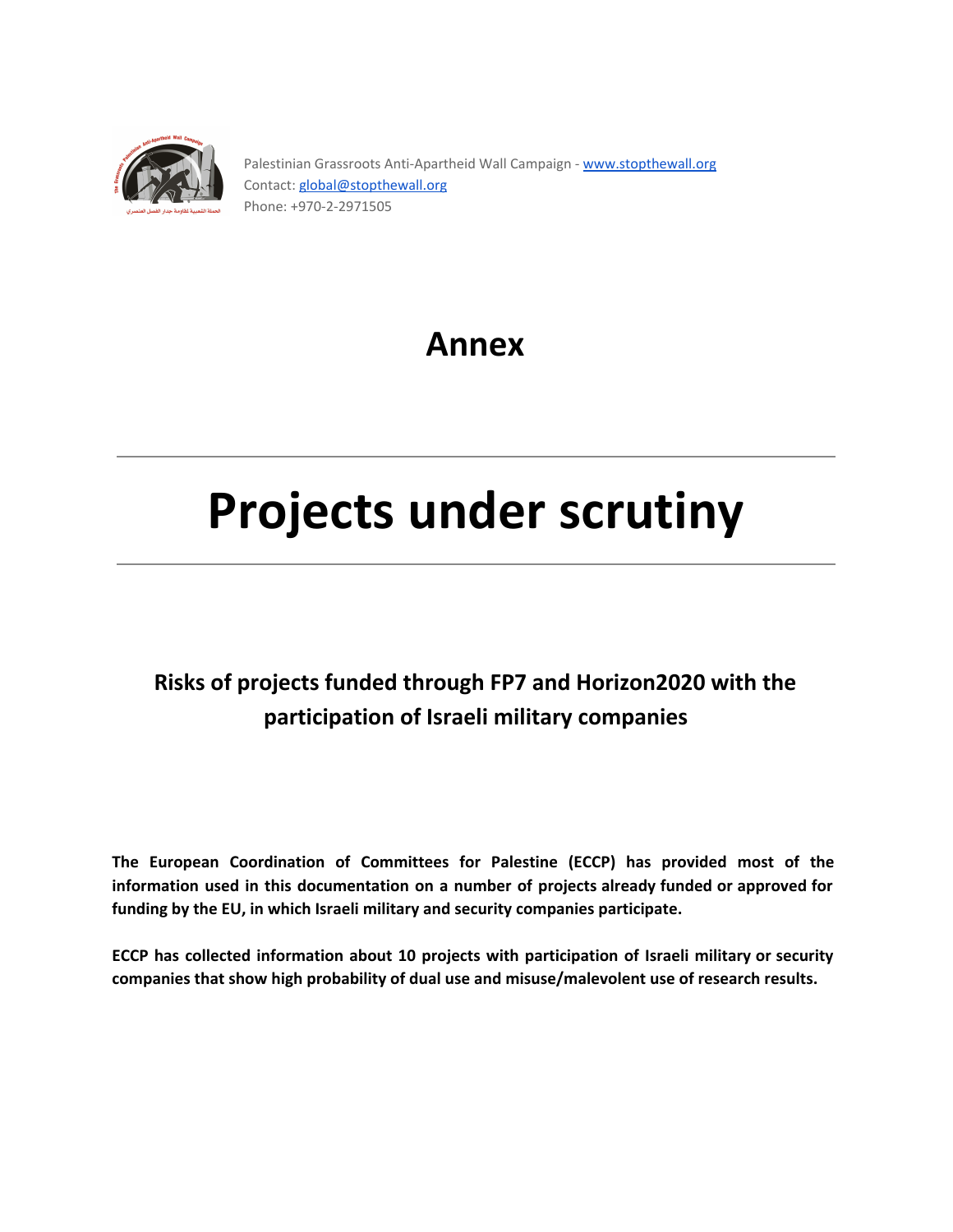Palestinian Grassroots Anti-Apartheid Wall Campaign - [www.stopthewall.org](http://www.stopthewall.org)
Contact: [global@stopthewall.org](mailto:global@stopthewall.org)
Phone: +970-2-2971505

# Annex

# Projects under scrutiny

### Risks of projects funded through FP7 and Horizon2020 with the participation of Israeli military companies

**The European Coordination of Committees for Palestine (ECCP) has provided most of the information used in this documentation on a number of projects already funded or approved for funding by the EU, in which Israeli military and security companies participate.**

**ECCP has collected information about 10 projects with participation of Israeli military or security companies that show high probability of dual use and misuse/malevolent use of research results.**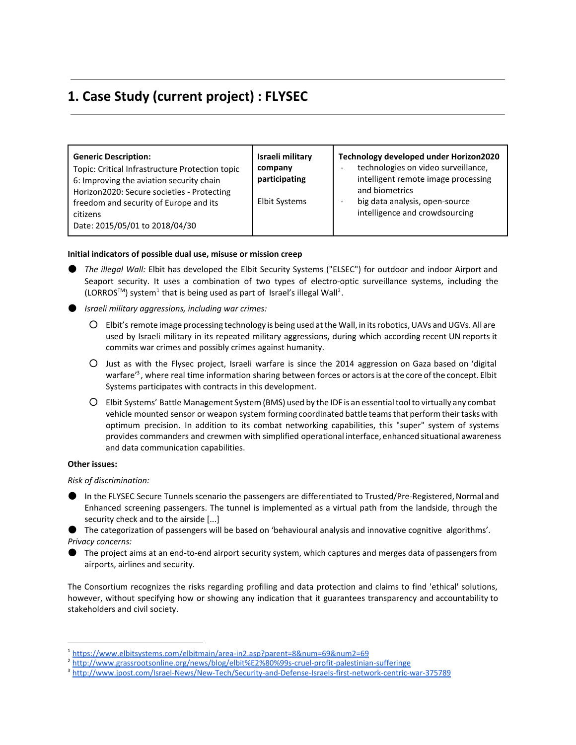# 1. Case Study (current project) : FLYSEC

| Generic Description: | Israeli military company participating | Technology developed under Horizon2020 |
|---|---|---|
| Topic: Critical Infrastructure Protection topic 6: Improving the aviation security chain<br>Horizon2020: Secure societies - Protecting freedom and security of Europe and its citizens<br>Date: 2015/05/01 to 2018/04/30 | Elbit Systems | - technologies on video surveillance, intelligent remote image processing and biometrics<br>- big data analysis, open-source intelligence and crowdsourcing |

**Initial indicators of possible dual use, misuse or mission creep**

- *The illegal Wall:* Elbit has developed the Elbit Security Systems ("ELSEC") for outdoor and indoor Airport and Seaport security. It uses a combination of two types of electro-optic surveillance systems, including the (LORROS™) system[1] that is being used as part of Israel's illegal Wall[2].
- *Israeli military aggressions, including war crimes:*
  - Elbit's remote image processing technology is being used at the Wall, in its robotics, UAVs and UGVs. All are used by Israeli military in its repeated military aggressions, during which according recent UN reports it commits war crimes and possibly crimes against humanity.
  - Just as with the Flysec project, Israeli warfare is since the 2014 aggression on Gaza based on 'digital warfare'[3], where real time information sharing between forces or actors is at the core of the concept. Elbit Systems participates with contracts in this development.
  - Elbit Systems' Battle Management System (BMS) used by the IDF is an essential tool to virtually any combat vehicle mounted sensor or weapon system forming coordinated battle teams that perform their tasks with optimum precision. In addition to its combat networking capabilities, this "super" system of systems provides commanders and crewmen with simplified operational interface, enhanced situational awareness and data communication capabilities.

**Other issues:**

*Risk of discrimination:*

- In the FLYSEC Secure Tunnels scenario the passengers are differentiated to Trusted/Pre-Registered, Normal and Enhanced screening passengers. The tunnel is implemented as a virtual path from the landside, through the security check and to the airside [...]
- The categorization of passengers will be based on 'behavioural analysis and innovative cognitive algorithms'.

*Privacy concerns:*

- The project aims at an end-to-end airport security system, which captures and merges data of passengers from airports, airlines and security.

The Consortium recognizes the risks regarding profiling and data protection and claims to find 'ethical' solutions, however, without specifying how or showing any indication that it guarantees transparency and accountability to stakeholders and civil society.

---

[1] https://www.elbitsystems.com/elbitmain/area-in2.asp?parent=8&num=69&num2=69
[2] http://www.grassrootsonline.org/news/blog/elbit%E2%80%99s-cruel-profit-palestinian-sufferinge
[3] http://www.jpost.com/Israel-News/New-Tech/Security-and-Defense-Israels-first-network-centric-war-375789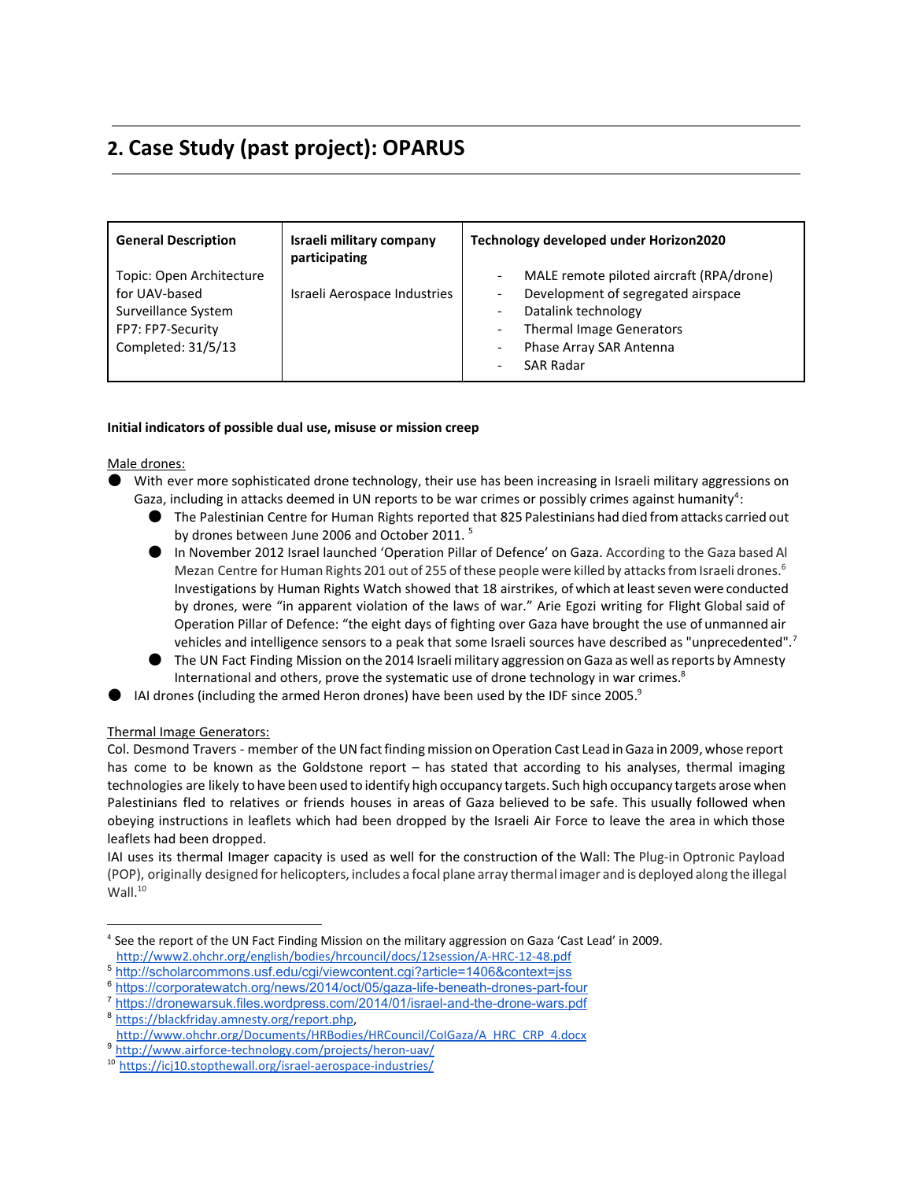## 2. Case Study (past project): OPARUS

| General Description | Israeli military company participating | Technology developed under Horizon2020 |
|---|---|---|
| Topic: Open Architecture for UAV-based Surveillance System<br>FP7: FP7-Security<br>Completed: 31/5/13 | Israeli Aerospace Industries | - MALE remote piloted aircraft (RPA/drone)<br>- Development of segregated airspace<br>- Datalink technology<br>- Thermal Image Generators<br>- Phase Array SAR Antenna<br>- SAR Radar |

**Initial indicators of possible dual use, misuse or mission creep**

Male drones:

- With ever more sophisticated drone technology, their use has been increasing in Israeli military aggressions on Gaza, including in attacks deemed in UN reports to be war crimes or possibly crimes against humanity[4]:
    - The Palestinian Centre for Human Rights reported that 825 Palestinians had died from attacks carried out by drones between June 2006 and October 2011. [5]
    - In November 2012 Israel launched 'Operation Pillar of Defence' on Gaza. According to the Gaza based Al Mezan Centre for Human Rights 201 out of 255 of these people were killed by attacks from Israeli drones.[6] Investigations by Human Rights Watch showed that 18 airstrikes, of which at least seven were conducted by drones, were "in apparent violation of the laws of war." Arie Egozi writing for Flight Global said of Operation Pillar of Defence: "the eight days of fighting over Gaza have brought the use of unmanned air vehicles and intelligence sensors to a peak that some Israeli sources have described as "unprecedented".[7]
    - The UN Fact Finding Mission on the 2014 Israeli military aggression on Gaza as well as reports by Amnesty International and others, prove the systematic use of drone technology in war crimes.[8]
- IAI drones (including the armed Heron drones) have been used by the IDF since 2005.[9]

Thermal Image Generators:

Col. Desmond Travers - member of the UN fact finding mission on Operation Cast Lead in Gaza in 2009, whose report has come to be known as the Goldstone report – has stated that according to his analyses, thermal imaging technologies are likely to have been used to identify high occupancy targets. Such high occupancy targets arose when Palestinians fled to relatives or friends houses in areas of Gaza believed to be safe. This usually followed when obeying instructions in leaflets which had been dropped by the Israeli Air Force to leave the area in which those leaflets had been dropped.

IAI uses its thermal Imager capacity is used as well for the construction of the Wall: The Plug-in Optronic Payload (POP), originally designed for helicopters, includes a focal plane array thermal imager and is deployed along the illegal Wall.[10]

---

[4] See the report of the UN Fact Finding Mission on the military aggression on Gaza 'Cast Lead' in 2009. http://www2.ohchr.org/english/bodies/hrcouncil/docs/12session/A-HRC-12-48.pdf

[5] http://scholarcommons.usf.edu/cgi/viewcontent.cgi?article=1406&context=jss

[6] https://corporatewatch.org/news/2014/oct/05/gaza-life-beneath-drones-part-four

[7] https://dronewarsuk.files.wordpress.com/2014/01/israel-and-the-drone-wars.pdf

[8] https://blackfriday.amnesty.org/report.php, http://www.ohchr.org/Documents/HRBodies/HRCouncil/CoIGaza/A_HRC_CRP_4.docx

[9] http://www.airforce-technology.com/projects/heron-uav/

[10] https://icj10.stopthewall.org/israel-aerospace-industries/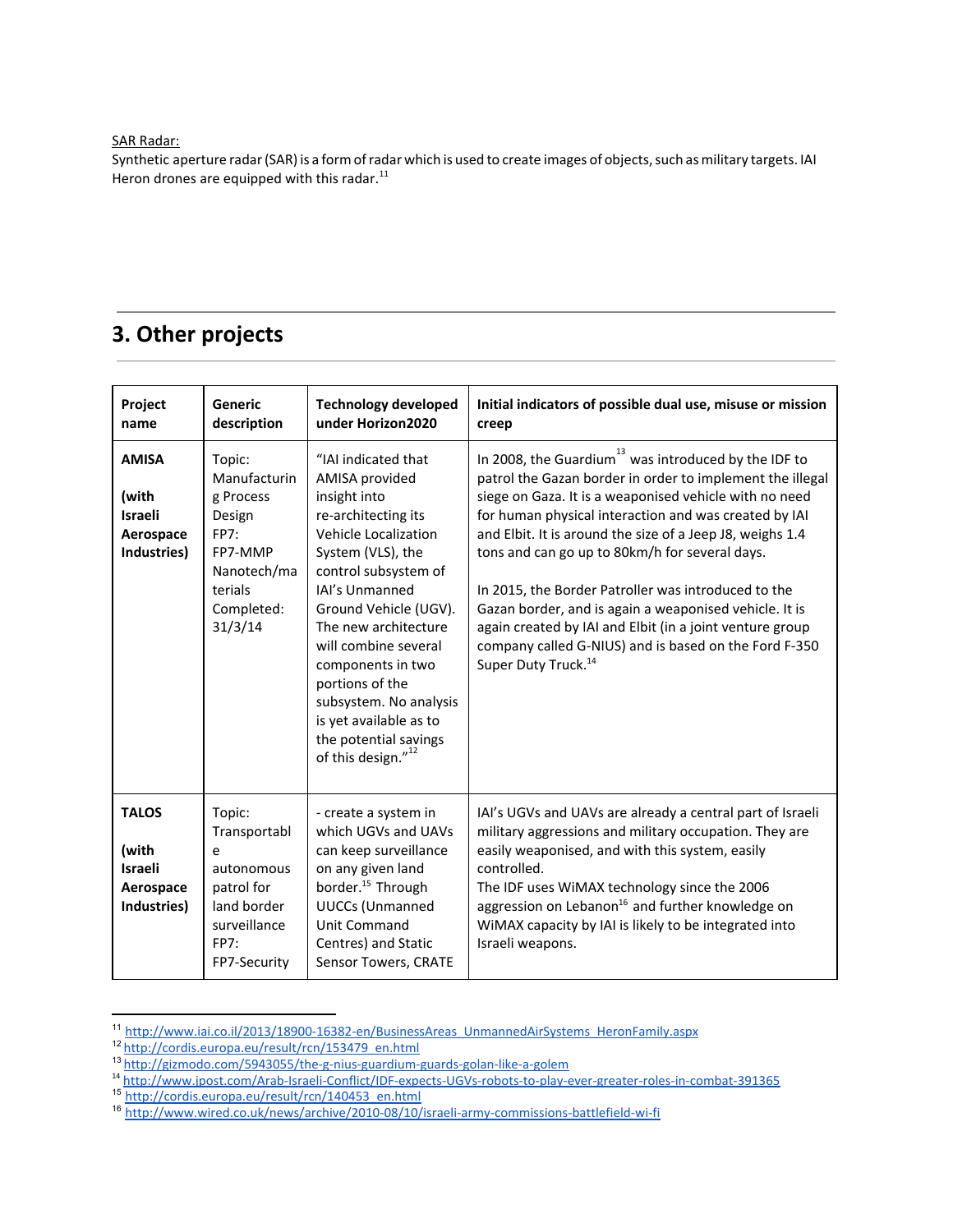SAR Radar:

Synthetic aperture radar (SAR) is a form of radar which is used to create images of objects, such as military targets. IAI Heron drones are equipped with this radar.[11]

## 3. Other projects

| Project name | Generic description | Technology developed under Horizon2020 | Initial indicators of possible dual use, misuse or mission creep |
|---|---|---|---|
| **AMISA** (with Israeli Aerospace Industries) | Topic: Manufacturing Process Design FP7: FP7-MMP Nanotech/materials Completed: 31/3/14 | "IAI indicated that AMISA provided insight into re-architecting its Vehicle Localization System (VLS), the control subsystem of IAI's Unmanned Ground Vehicle (UGV). The new architecture will combine several components in two portions of the subsystem. No analysis is yet available as to the potential savings of this design."[12] | In 2008, the Guardium[13] was introduced by the IDF to patrol the Gazan border in order to implement the illegal siege on Gaza. It is a weaponised vehicle with no need for human physical interaction and was created by IAI and Elbit. It is around the size of a Jeep J8, weighs 1.4 tons and can go up to 80km/h for several days. In 2015, the Border Patroller was introduced to the Gazan border, and is again a weaponised vehicle. It is again created by IAI and Elbit (in a joint venture group company called G-NIUS) and is based on the Ford F-350 Super Duty Truck.[14] |
| **TALOS** (with Israeli Aerospace Industries) | Topic: Transportable autonomous patrol for land border surveillance FP7: FP7-Security | - create a system in which UGVs and UAVs can keep surveillance on any given land border.[15] Through UUCCs (Unmanned Unit Command Centres) and Static Sensor Towers, CRATE | IAI's UGVs and UAVs are already a central part of Israeli military aggressions and military occupation. They are easily weaponised, and with this system, easily controlled. The IDF uses WiMAX technology since the 2006 aggression on Lebanon[16] and further knowledge on WiMAX capacity by IAI is likely to be integrated into Israeli weapons. |

[11] http://www.iai.co.il/2013/18900-16382-en/BusinessAreas_UnmannedAirSystems_HeronFamily.aspx
[12] http://cordis.europa.eu/result/rcn/153479_en.html
[13] http://gizmodo.com/5943055/the-g-nius-guardium-guards-golan-like-a-golem
[14] http://www.jpost.com/Arab-Israeli-Conflict/IDF-expects-UGVs-robots-to-play-ever-greater-roles-in-combat-391365
[15] http://cordis.europa.eu/result/rcn/140453_en.html
[16] http://www.wired.co.uk/news/archive/2010-08/10/israeli-army-commissions-battlefield-wi-fi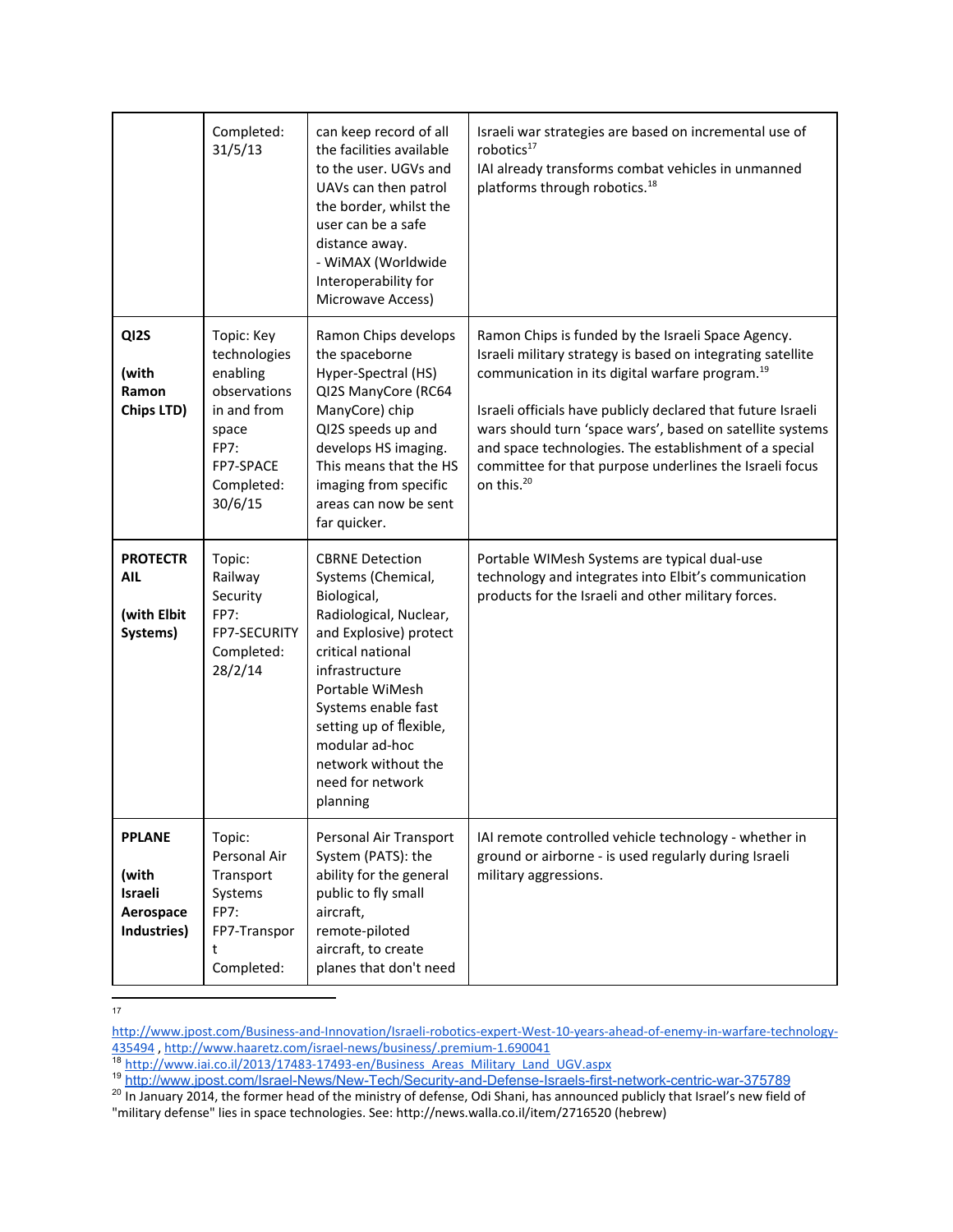|  | Completed: 31/5/13 | can keep record of all the facilities available to the user. UGVs and UAVs can then patrol the border, whilst the user can be a safe distance away.<br>- WiMAX (Worldwide Interoperability for Microwave Access) | Israeli war strategies are based on incremental use of robotics[17]<br>IAI already transforms combat vehicles in unmanned platforms through robotics.[18] |
|---|---|---|---|
| **QI2S**<br><br>**(with Ramon Chips LTD)** | Topic: Key technologies enabling observations in and from space<br>FP7: FP7-SPACE<br>Completed: 30/6/15 | Ramon Chips develops the spaceborne Hyper-Spectral (HS) QI2S ManyCore (RC64 ManyCore) chip<br>QI2S speeds up and develops HS imaging. This means that the HS imaging from specific areas can now be sent far quicker. | Ramon Chips is funded by the Israeli Space Agency. Israeli military strategy is based on integrating satellite communication in its digital warfare program.[19]<br><br>Israeli officials have publicly declared that future Israeli wars should turn 'space wars', based on satellite systems and space technologies. The establishment of a special committee for that purpose underlines the Israeli focus on this.[20] |
| **PROTECTRAIL**<br><br>**(with Elbit Systems)** | Topic: Railway Security<br>FP7: FP7-SECURITY<br>Completed: 28/2/14 | CBRNE Detection Systems (Chemical, Biological, Radiological, Nuclear, and Explosive) protect critical national infrastructure<br>Portable WiMesh Systems enable fast setting up of flexible, modular ad-hoc network without the need for network planning | Portable WIMesh Systems are typical dual-use technology and integrates into Elbit's communication products for the Israeli and other military forces. |
| **PPLANE**<br><br>**(with Israeli Aerospace Industries)** | Topic: Personal Air Transport Systems<br>FP7: FP7-Transport<br>Completed: | Personal Air Transport System (PATS): the ability for the general public to fly small aircraft, remote-piloted aircraft, to create planes that don't need | IAI remote controlled vehicle technology - whether in ground or airborne - is used regularly during Israeli military aggressions. |

[17] http://www.jpost.com/Business-and-Innovation/Israeli-robotics-expert-West-10-years-ahead-of-enemy-in-warfare-technology-435494 , http://www.haaretz.com/israel-news/business/.premium-1.690041

[18] http://www.iai.co.il/2013/17483-17493-en/Business_Areas_Military_Land_UGV.aspx

[19] http://www.jpost.com/Israel-News/New-Tech/Security-and-Defense-Israels-first-network-centric-war-375789

[20] In January 2014, the former head of the ministry of defense, Odi Shani, has announced publicly that Israel's new field of "military defense" lies in space technologies. See: http://news.walla.co.il/item/2716520 (hebrew)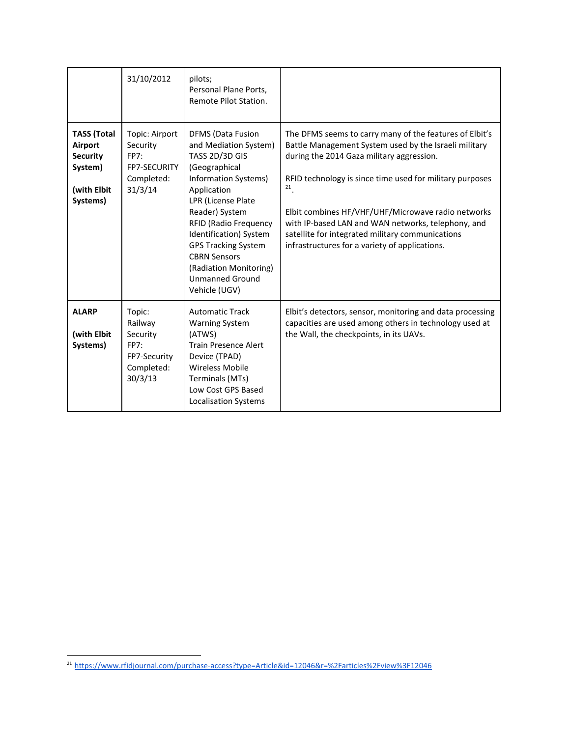| | | | |
|---|---|---|---|
| | 31/10/2012 | pilots;<br>Personal Plane Ports,<br>Remote Pilot Station. | |
| **TASS (Total Airport Security System)**<br><br>**(with Elbit Systems)** | Topic: Airport Security<br>FP7:<br>FP7-SECURITY<br>Completed:<br>31/3/14 | DFMS (Data Fusion and Mediation System)<br>TASS 2D/3D GIS (Geographical Information Systems) Application<br>LPR (License Plate Reader) System<br>RFID (Radio Frequency Identification) System<br>GPS Tracking System<br>CBRN Sensors (Radiation Monitoring)<br>Unmanned Ground Vehicle (UGV) | The DFMS seems to carry many of the features of Elbit's Battle Management System used by the Israeli military during the 2014 Gaza military aggression.<br><br>RFID technology is since time used for military purposes [21].<br><br>Elbit combines HF/VHF/UHF/Microwave radio networks with IP-based LAN and WAN networks, telephony, and satellite for integrated military communications infrastructures for a variety of applications. |
| **ALARP**<br><br>**(with Elbit Systems)** | Topic: Railway Security<br>FP7:<br>FP7-Security<br>Completed:<br>30/3/13 | Automatic Track Warning System (ATWS)<br>Train Presence Alert Device (TPAD)<br>Wireless Mobile Terminals (MTs)<br>Low Cost GPS Based Localisation Systems | Elbit's detectors, sensor, monitoring and data processing capacities are used among others in technology used at the Wall, the checkpoints, in its UAVs. |

[21] https://www.rfidjournal.com/purchase-access?type=Article&id=12046&r=%2Farticles%2Fview%3F12046